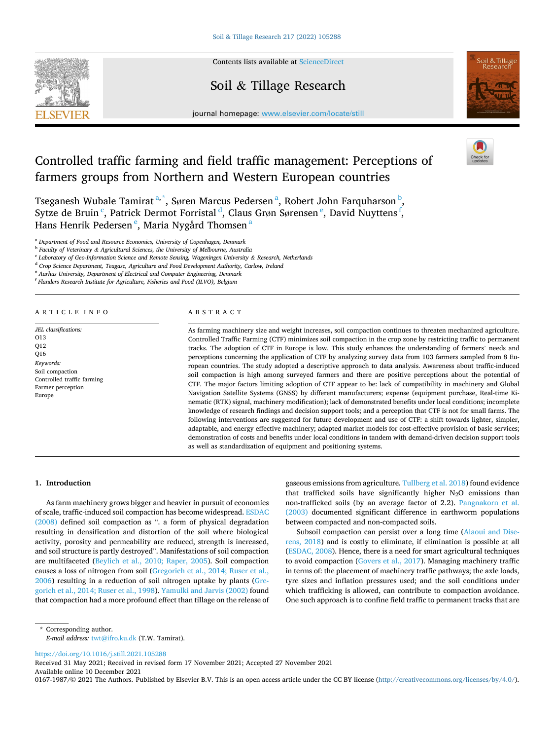# Controlled traffic farming and field traffic management: Perceptions of farmers groups from Northern and Western European countries

Tseganesh Wubale Tamirat [a,*], Søren Marcus Pedersen [a], Robert John Farquharson [b], Sytze de Bruin [c], Patrick Dermot Forristal [d], Claus Grøn Sørensen [e], David Nuyttens [f], Hans Henrik Pedersen [e], Maria Nygård Thomsen [a]

[a] Department of Food and Resource Economics, University of Copenhagen, Denmark
[b] Faculty of Veterinary & Agricultural Sciences, the University of Melbourne, Australia
[c] Laboratory of Geo-Information Science and Remote Sensing, Wageningen University & Research, Netherlands
[d] Crop Science Department, Teagasc, Agriculture and Food Development Authority, Carlow, Ireland
[e] Aarhus University, Department of Electrical and Computer Engineering, Denmark
[f] Flanders Research Institute for Agriculture, Fisheries and Food (ILVO), Belgium

## ARTICLE INFO

*JEL classifications:*
O13
Q12
Q16

*Keywords:*
Soil compaction
Controlled traffic farming
Farmer perception
Europe

## ABSTRACT

As farming machinery size and weight increases, soil compaction continues to threaten mechanized agriculture. Controlled Traffic Farming (CTF) minimizes soil compaction in the crop zone by restricting traffic to permanent tracks. The adoption of CTF in Europe is low. This study enhances the understanding of farmers' needs and perceptions concerning the application of CTF by analyzing survey data from 103 farmers sampled from 8 European countries. The study adopted a descriptive approach to data analysis. Awareness about traffic-induced soil compaction is high among surveyed farmers and there are positive perceptions about the potential of CTF. The major factors limiting adoption of CTF appear to be: lack of compatibility in machinery and Global Navigation Satellite Systems (GNSS) by different manufacturers; expense (equipment purchase, Real-time Kinematic (RTK) signal, machinery modification); lack of demonstrated benefits under local conditions; incomplete knowledge of research findings and decision support tools; and a perception that CTF is not for small farms. The following interventions are suggested for future development and use of CTF: a shift towards lighter, simpler, adaptable, and energy effective machinery; adapted market models for cost-effective provision of basic services; demonstration of costs and benefits under local conditions in tandem with demand-driven decision support tools as well as standardization of equipment and positioning systems.

## 1. Introduction

As farm machinery grows bigger and heavier in pursuit of economies of scale, traffic-induced soil compaction has become widespread. ESDAC (2008) defined soil compaction as ". a form of physical degradation resulting in densification and distortion of the soil where biological activity, porosity and permeability are reduced, strength is increased, and soil structure is partly destroyed". Manifestations of soil compaction are multifaceted (Beylich et al., 2010; Raper, 2005). Soil compaction causes a loss of nitrogen from soil (Gregorich et al., 2014; Ruser et al., 2006) resulting in a reduction of soil nitrogen uptake by plants (Gregorich et al., 2014; Ruser et al., 1998). Yamulki and Jarvis (2002) found that compaction had a more profound effect than tillage on the release of gaseous emissions from agriculture. Tullberg et al. 2018) found evidence that trafficked soils have significantly higher $N_2O$ emissions than non-trafficked soils (by an average factor of 2.2). Pangnakorn et al. (2003) documented significant difference in earthworm populations between compacted and non-compacted soils.

Subsoil compaction can persist over a long time (Alaoui and Diserens, 2018) and is costly to eliminate, if elimination is possible at all (ESDAC, 2008). Hence, there is a need for smart agricultural techniques to avoid compaction (Govers et al., 2017). Managing machinery traffic in terms of: the placement of machinery traffic pathways; the axle loads, tyre sizes and inflation pressures used; and the soil conditions under which trafficking is allowed, can contribute to compaction avoidance. One such approach is to confine field traffic to permanent tracks that are

\* Corresponding author.
*E-mail address:* twt@ifro.ku.dk (T.W. Tamirat).

https://doi.org/10.1016/j.still.2021.105288
Received 31 May 2021; Received in revised form 17 November 2021; Accepted 27 November 2021
Available online 10 December 2021
0167-1987/© 2021 The Authors. Published by Elsevier B.V. This is an open access article under the CC BY license (http://creativecommons.org/licenses/by/4.0/).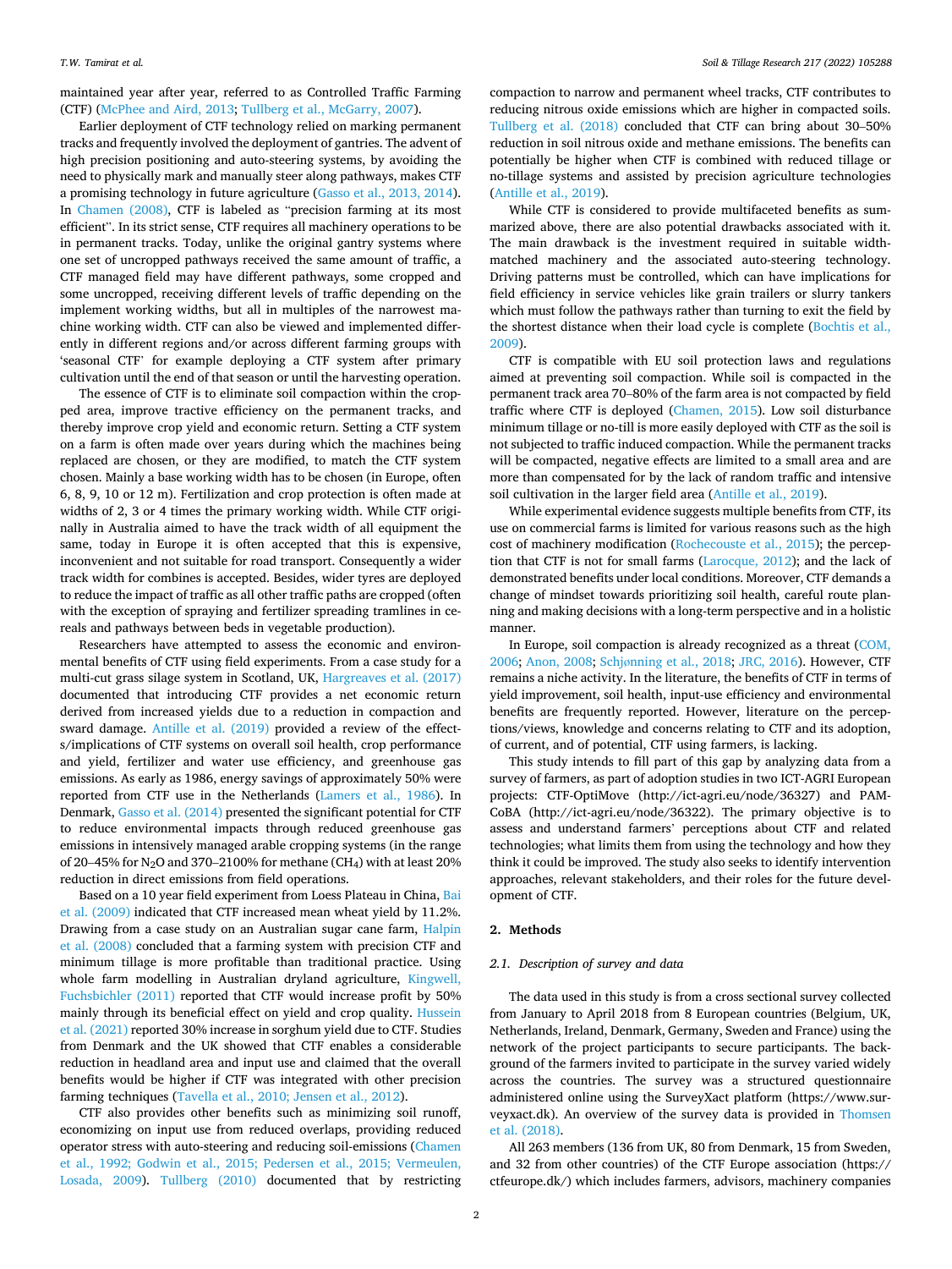maintained year after year, referred to as Controlled Traffic Farming (CTF) (McPhee and Aird, 2013; Tullberg et al., McGarry, 2007).

Earlier deployment of CTF technology relied on marking permanent tracks and frequently involved the deployment of gantries. The advent of high precision positioning and auto-steering systems, by avoiding the need to physically mark and manually steer along pathways, makes CTF a promising technology in future agriculture (Gasso et al., 2013, 2014). In Chamen (2008), CTF is labeled as "precision farming at its most efficient". In its strict sense, CTF requires all machinery operations to be in permanent tracks. Today, unlike the original gantry systems where one set of uncropped pathways received the same amount of traffic, a CTF managed field may have different pathways, some cropped and some uncropped, receiving different levels of traffic depending on the implement working widths, but all in multiples of the narrowest machine working width. CTF can also be viewed and implemented differently in different regions and/or across different farming groups with 'seasonal CTF' for example deploying a CTF system after primary cultivation until the end of that season or until the harvesting operation.

The essence of CTF is to eliminate soil compaction within the cropped area, improve tractive efficiency on the permanent tracks, and thereby improve crop yield and economic return. Setting a CTF system on a farm is often made over years during which the machines being replaced are chosen, or they are modified, to match the CTF system chosen. Mainly a base working width has to be chosen (in Europe, often 6, 8, 9, 10 or 12 m). Fertilization and crop protection is often made at widths of 2, 3 or 4 times the primary working width. While CTF originally in Australia aimed to have the track width of all equipment the same, today in Europe it is often accepted that this is expensive, inconvenient and not suitable for road transport. Consequently a wider track width for combines is accepted. Besides, wider tyres are deployed to reduce the impact of traffic as all other traffic paths are cropped (often with the exception of spraying and fertilizer spreading tramlines in cereals and pathways between beds in vegetable production).

Researchers have attempted to assess the economic and environmental benefits of CTF using field experiments. From a case study for a multi-cut grass silage system in Scotland, UK, Hargreaves et al. (2017) documented that introducing CTF provides a net economic return derived from increased yields due to a reduction in compaction and sward damage. Antille et al. (2019) provided a review of the effects/implications of CTF systems on overall soil health, crop performance and yield, fertilizer and water use efficiency, and greenhouse gas emissions. As early as 1986, energy savings of approximately 50% were reported from CTF use in the Netherlands (Lamers et al., 1986). In Denmark, Gasso et al. (2014) presented the significant potential for CTF to reduce environmental impacts through reduced greenhouse gas emissions in intensively managed arable cropping systems (in the range of 20–45% for $N_2O$ and 370–2100% for methane ($CH_4$) with at least 20% reduction in direct emissions from field operations.

Based on a 10 year field experiment from Loess Plateau in China, Bai et al. (2009) indicated that CTF increased mean wheat yield by 11.2%. Drawing from a case study on an Australian sugar cane farm, Halpin et al. (2008) concluded that a farming system with precision CTF and minimum tillage is more profitable than traditional practice. Using whole farm modelling in Australian dryland agriculture, Kingwell, Fuchsbichler (2011) reported that CTF would increase profit by 50% mainly through its beneficial effect on yield and crop quality. Hussein et al. (2021) reported 30% increase in sorghum yield due to CTF. Studies from Denmark and the UK showed that CTF enables a considerable reduction in headland area and input use and claimed that the overall benefits would be higher if CTF was integrated with other precision farming techniques (Tavella et al., 2010; Jensen et al., 2012).

CTF also provides other benefits such as minimizing soil runoff, economizing on input use from reduced overlaps, providing reduced operator stress with auto-steering and reducing soil-emissions (Chamen et al., 1992; Godwin et al., 2015; Pedersen et al., 2015; Vermeulen, Losada, 2009). Tullberg (2010) documented that by restricting compaction to narrow and permanent wheel tracks, CTF contributes to reducing nitrous oxide emissions which are higher in compacted soils. Tullberg et al. (2018) concluded that CTF can bring about 30–50% reduction in soil nitrous oxide and methane emissions. The benefits can potentially be higher when CTF is combined with reduced tillage or no-tillage systems and assisted by precision agriculture technologies (Antille et al., 2019).

While CTF is considered to provide multifaceted benefits as summarized above, there are also potential drawbacks associated with it. The main drawback is the investment required in suitable width-matched machinery and the associated auto-steering technology. Driving patterns must be controlled, which can have implications for field efficiency in service vehicles like grain trailers or slurry tankers which must follow the pathways rather than turning to exit the field by the shortest distance when their load cycle is complete (Bochtis et al., 2009).

CTF is compatible with EU soil protection laws and regulations aimed at preventing soil compaction. While soil is compacted in the permanent track area 70–80% of the farm area is not compacted by field traffic where CTF is deployed (Chamen, 2015). Low soil disturbance minimum tillage or no-till is more easily deployed with CTF as the soil is not subjected to traffic induced compaction. While the permanent tracks will be compacted, negative effects are limited to a small area and are more than compensated for by the lack of random traffic and intensive soil cultivation in the larger field area (Antille et al., 2019).

While experimental evidence suggests multiple benefits from CTF, its use on commercial farms is limited for various reasons such as the high cost of machinery modification (Rochecouste et al., 2015); the perception that CTF is not for small farms (Larocque, 2012); and the lack of demonstrated benefits under local conditions. Moreover, CTF demands a change of mindset towards prioritizing soil health, careful route planning and making decisions with a long-term perspective and in a holistic manner.

In Europe, soil compaction is already recognized as a threat (COM, 2006; Anon, 2008; Schjønning et al., 2018; JRC, 2016). However, CTF remains a niche activity. In the literature, the benefits of CTF in terms of yield improvement, soil health, input-use efficiency and environmental benefits are frequently reported. However, literature on the perceptions/views, knowledge and concerns relating to CTF and its adoption, of current, and of potential, CTF using farmers, is lacking.

This study intends to fill part of this gap by analyzing data from a survey of farmers, as part of adoption studies in two ICT-AGRI European projects: CTF-OptiMove (http://ict-agri.eu/node/36327) and PAM-CoBA (http://ict-agri.eu/node/36322). The primary objective is to assess and understand farmers' perceptions about CTF and related technologies; what limits them from using the technology and how they think it could be improved. The study also seeks to identify intervention approaches, relevant stakeholders, and their roles for the future development of CTF.

## 2. Methods

### 2.1. Description of survey and data

The data used in this study is from a cross sectional survey collected from January to April 2018 from 8 European countries (Belgium, UK, Netherlands, Ireland, Denmark, Germany, Sweden and France) using the network of the project participants to secure participants. The background of the farmers invited to participate in the survey varied widely across the countries. The survey was a structured questionnaire administered online using the SurveyXact platform (https://www.surveyxact.dk). An overview of the survey data is provided in Thomsen et al. (2018).

All 263 members (136 from UK, 80 from Denmark, 15 from Sweden, and 32 from other countries) of the CTF Europe association (https://ctfeurope.dk/) which includes farmers, advisors, machinery companies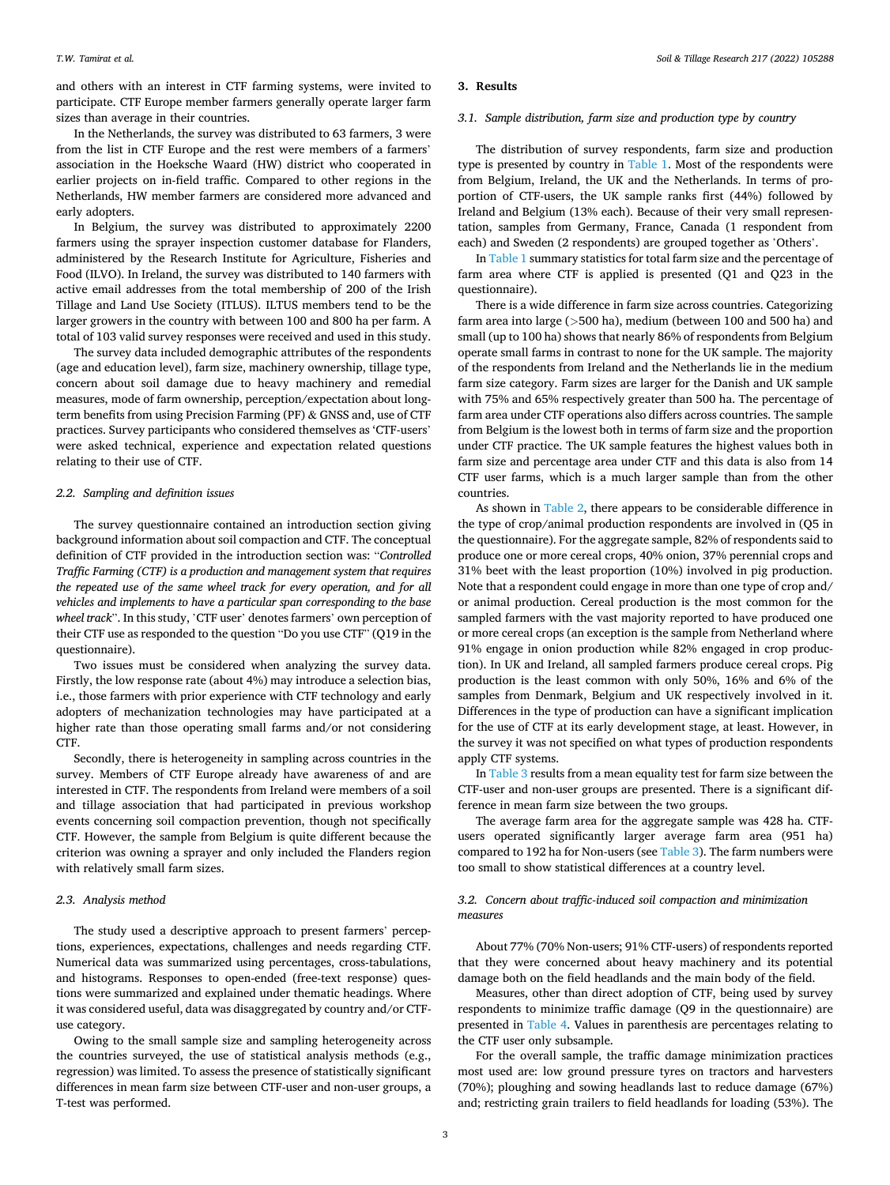and others with an interest in CTF farming systems, were invited to participate. CTF Europe member farmers generally operate larger farm sizes than average in their countries.

In the Netherlands, the survey was distributed to 63 farmers, 3 were from the list in CTF Europe and the rest were members of a farmers' association in the Hoeksche Waard (HW) district who cooperated in earlier projects on in-field traffic. Compared to other regions in the Netherlands, HW member farmers are considered more advanced and early adopters.

In Belgium, the survey was distributed to approximately 2200 farmers using the sprayer inspection customer database for Flanders, administered by the Research Institute for Agriculture, Fisheries and Food (ILVO). In Ireland, the survey was distributed to 140 farmers with active email addresses from the total membership of 200 of the Irish Tillage and Land Use Society (ITLUS). ILTUS members tend to be the larger growers in the country with between 100 and 800 ha per farm. A total of 103 valid survey responses were received and used in this study.

The survey data included demographic attributes of the respondents (age and education level), farm size, machinery ownership, tillage type, concern about soil damage due to heavy machinery and remedial measures, mode of farm ownership, perception/expectation about long-term benefits from using Precision Farming (PF) & GNSS and, use of CTF practices. Survey participants who considered themselves as 'CTF-users' were asked technical, experience and expectation related questions relating to their use of CTF.

### 2.2. Sampling and definition issues

The survey questionnaire contained an introduction section giving background information about soil compaction and CTF. The conceptual definition of CTF provided in the introduction section was: "*Controlled Traffic Farming (CTF) is a production and management system that requires the repeated use of the same wheel track for every operation, and for all vehicles and implements to have a particular span corresponding to the base wheel track*". In this study, 'CTF user' denotes farmers' own perception of their CTF use as responded to the question "Do you use CTF" (Q19 in the questionnaire).

Two issues must be considered when analyzing the survey data. Firstly, the low response rate (about 4%) may introduce a selection bias, i.e., those farmers with prior experience with CTF technology and early adopters of mechanization technologies may have participated at a higher rate than those operating small farms and/or not considering CTF.

Secondly, there is heterogeneity in sampling across countries in the survey. Members of CTF Europe already have awareness of and are interested in CTF. The respondents from Ireland were members of a soil and tillage association that had participated in previous workshop events concerning soil compaction prevention, though not specifically CTF. However, the sample from Belgium is quite different because the criterion was owning a sprayer and only included the Flanders region with relatively small farm sizes.

### 2.3. Analysis method

The study used a descriptive approach to present farmers' perceptions, experiences, expectations, challenges and needs regarding CTF. Numerical data was summarized using percentages, cross-tabulations, and histograms. Responses to open-ended (free-text response) questions were summarized and explained under thematic headings. Where it was considered useful, data was disaggregated by country and/or CTF-use category.

Owing to the small sample size and sampling heterogeneity across the countries surveyed, the use of statistical analysis methods (e.g., regression) was limited. To assess the presence of statistically significant differences in mean farm size between CTF-user and non-user groups, a T-test was performed.

## 3. Results

### 3.1. Sample distribution, farm size and production type by country

The distribution of survey respondents, farm size and production type is presented by country in Table 1. Most of the respondents were from Belgium, Ireland, the UK and the Netherlands. In terms of proportion of CTF-users, the UK sample ranks first (44%) followed by Ireland and Belgium (13% each). Because of their very small representation, samples from Germany, France, Canada (1 respondent from each) and Sweden (2 respondents) are grouped together as 'Others'.

In Table 1 summary statistics for total farm size and the percentage of farm area where CTF is applied is presented (Q1 and Q23 in the questionnaire).

There is a wide difference in farm size across countries. Categorizing farm area into large (>500 ha), medium (between 100 and 500 ha) and small (up to 100 ha) shows that nearly 86% of respondents from Belgium operate small farms in contrast to none for the UK sample. The majority of the respondents from Ireland and the Netherlands lie in the medium farm size category. Farm sizes are larger for the Danish and UK sample with 75% and 65% respectively greater than 500 ha. The percentage of farm area under CTF operations also differs across countries. The sample from Belgium is the lowest both in terms of farm size and the proportion under CTF practice. The UK sample features the highest values both in farm size and percentage area under CTF and this data is also from 14 CTF user farms, which is a much larger sample than from the other countries.

As shown in Table 2, there appears to be considerable difference in the type of crop/animal production respondents are involved in (Q5 in the questionnaire). For the aggregate sample, 82% of respondents said to produce one or more cereal crops, 40% onion, 37% perennial crops and 31% beet with the least proportion (10%) involved in pig production. Note that a respondent could engage in more than one type of crop and/or animal production. Cereal production is the most common for the sampled farmers with the vast majority reported to have produced one or more cereal crops (an exception is the sample from Netherland where 91% engage in onion production while 82% engaged in crop production). In UK and Ireland, all sampled farmers produce cereal crops. Pig production is the least common with only 50%, 16% and 6% of the samples from Denmark, Belgium and UK respectively involved in it. Differences in the type of production can have a significant implication for the use of CTF at its early development stage, at least. However, in the survey it was not specified on what types of production respondents apply CTF systems.

In Table 3 results from a mean equality test for farm size between the CTF-user and non-user groups are presented. There is a significant difference in mean farm size between the two groups.

The average farm area for the aggregate sample was 428 ha. CTF-users operated significantly larger average farm area (951 ha) compared to 192 ha for Non-users (see Table 3). The farm numbers were too small to show statistical differences at a country level.

### 3.2. Concern about traffic-induced soil compaction and minimization measures

About 77% (70% Non-users; 91% CTF-users) of respondents reported that they were concerned about heavy machinery and its potential damage both on the field headlands and the main body of the field.

Measures, other than direct adoption of CTF, being used by survey respondents to minimize traffic damage (Q9 in the questionnaire) are presented in Table 4. Values in parenthesis are percentages relating to the CTF user only subsample.

For the overall sample, the traffic damage minimization practices most used are: low ground pressure tyres on tractors and harvesters (70%); ploughing and sowing headlands last to reduce damage (67%) and; restricting grain trailers to field headlands for loading (53%). The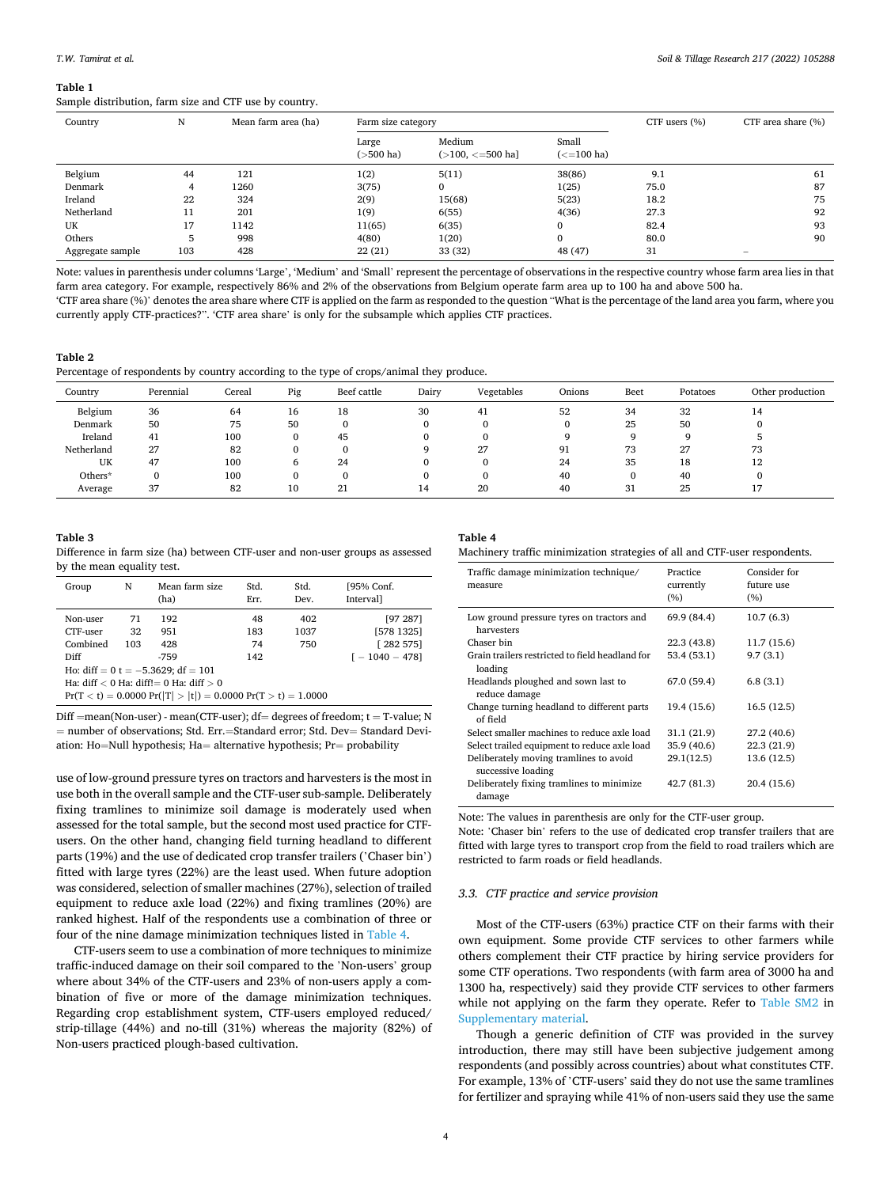**Table 1**
Sample distribution, farm size and CTF use by country.

| Country | N | Mean farm area (ha) | Farm size category | | | CTF users (%) | CTF area share (%) |
|---|---|---|---|---|---|---|---|
| | | | Large (>500 ha) | Medium (>100, <=500 ha] | Small (<=100 ha) | | |
| Belgium | 44 | 121 | 1(2) | 5(11) | 38(86) | 9.1 | 61 |
| Denmark | 4 | 1260 | 3(75) | 0 | 1(25) | 75.0 | 87 |
| Ireland | 22 | 324 | 2(9) | 15(68) | 5(23) | 18.2 | 75 |
| Netherland | 11 | 201 | 1(9) | 6(55) | 4(36) | 27.3 | 92 |
| UK | 17 | 1142 | 11(65) | 6(35) | 0 | 82.4 | 93 |
| Others | 5 | 998 | 4(80) | 1(20) | 0 | 80.0 | 90 |
| Aggregate sample | 103 | 428 | 22 (21) | 33 (32) | 48 (47) | 31 | – |

Note: values in parenthesis under columns 'Large', 'Medium' and 'Small' represent the percentage of observations in the respective country whose farm area lies in that farm area category. For example, respectively 86% and 2% of the observations from Belgium operate farm area up to 100 ha and above 500 ha.
'CTF area share (%)' denotes the area share where CTF is applied on the farm as responded to the question "What is the percentage of the land area you farm, where you currently apply CTF-practices?". 'CTF area share' is only for the subsample which applies CTF practices.

**Table 2**
Percentage of respondents by country according to the type of crops/animal they produce.

| Country | Perennial | Cereal | Pig | Beef cattle | Dairy | Vegetables | Onions | Beet | Potatoes | Other production |
|---|---|---|---|---|---|---|---|---|---|---|
| Belgium | 36 | 64 | 16 | 18 | 30 | 41 | 52 | 34 | 32 | 14 |
| Denmark | 50 | 75 | 50 | 0 | 0 | 0 | 0 | 25 | 50 | 0 |
| Ireland | 41 | 100 | 0 | 45 | 0 | 0 | 9 | 9 | 9 | 5 |
| Netherland | 27 | 82 | 0 | 0 | 9 | 27 | 91 | 73 | 27 | 73 |
| UK | 47 | 100 | 6 | 24 | 0 | 0 | 24 | 35 | 18 | 12 |
| Others* | 0 | 100 | 0 | 0 | 0 | 0 | 40 | 0 | 40 | 0 |
| Average | 37 | 82 | 10 | 21 | 14 | 20 | 40 | 31 | 25 | 17 |

**Table 3**
Difference in farm size (ha) between CTF-user and non-user groups as assessed by the mean equality test.

| Group | N | Mean farm size (ha) | Std. Err. | Std. Dev. | [95% Conf. Interval] |
|---|---|---|---|---|---|
| Non-user | 71 | 192 | 48 | 402 | [97 287] |
| CTF-user | 32 | 951 | 183 | 1037 | [578 1325] |
| Combined | 103 | 428 | 74 | 750 | [ 282 575] |
| Diff | | -759 | 142 | | [ − 1040 − 478] |
| Ho: diff = 0 t = −5.3629; df = 101 | | | | | |
| Ha: diff < 0 Ha: diff!= 0 Ha: diff > 0 | | | | | |
| Pr(T < t) = 0.0000 Pr(\|T\| > \|t\|) = 0.0000 Pr(T > t) = 1.0000 | | | | | |

Diff =mean(Non-user) - mean(CTF-user); df= degrees of freedom; t = T-value; N = number of observations; Std. Err.=Standard error; Std. Dev= Standard Deviation; Ho=Null hypothesis; Ha= alternative hypothesis; Pr= probability

use of low-ground pressure tyres on tractors and harvesters is the most in use both in the overall sample and the CTF-user sub-sample. Deliberately fixing tramlines to minimize soil damage is moderately used when assessed for the total sample, but the second most used practice for CTF-users. On the other hand, changing field turning headland to different parts (19%) and the use of dedicated crop transfer trailers ('Chaser bin') fitted with large tyres (22%) are the least used. When future adoption was considered, selection of smaller machines (27%), selection of trailed equipment to reduce axle load (22%) and fixing tramlines (20%) are ranked highest. Half of the respondents use a combination of three or four of the nine damage minimization techniques listed in Table 4.

CTF-users seem to use a combination of more techniques to minimize traffic-induced damage on their soil compared to the 'Non-users' group where about 34% of the CTF-users and 23% of non-users apply a combination of five or more of the damage minimization techniques. Regarding crop establishment system, CTF-users employed reduced/strip-tillage (44%) and no-till (31%) whereas the majority (82%) of Non-users practiced plough-based cultivation.

**Table 4**
Machinery traffic minimization strategies of all and CTF-user respondents.

| Traffic damage minimization technique/ measure | Practice currently (%) | Consider for future use (%) |
|---|---|---|
| Low ground pressure tyres on tractors and harvesters | 69.9 (84.4) | 10.7 (6.3) |
| Chaser bin | 22.3 (43.8) | 11.7 (15.6) |
| Grain trailers restricted to field headland for loading | 53.4 (53.1) | 9.7 (3.1) |
| Headlands ploughed and sown last to reduce damage | 67.0 (59.4) | 6.8 (3.1) |
| Change turning headland to different parts of field | 19.4 (15.6) | 16.5 (12.5) |
| Select smaller machines to reduce axle load | 31.1 (21.9) | 27.2 (40.6) |
| Select trailed equipment to reduce axle load | 35.9 (40.6) | 22.3 (21.9) |
| Deliberately moving tramlines to avoid successive loading | 29.1(12.5) | 13.6 (12.5) |
| Deliberately fixing tramlines to minimize damage | 42.7 (81.3) | 20.4 (15.6) |

Note: The values in parenthesis are only for the CTF-user group.
Note: 'Chaser bin' refers to the use of dedicated crop transfer trailers that are fitted with large tyres to transport crop from the field to road trailers which are restricted to farm roads or field headlands.

### 3.3. CTF practice and service provision

Most of the CTF-users (63%) practice CTF on their farms with their own equipment. Some provide CTF services to other farmers while others complement their CTF practice by hiring service providers for some CTF operations. Two respondents (with farm area of 3000 ha and 1300 ha, respectively) said they provide CTF services to other farmers while not applying on the farm they operate. Refer to Table SM2 in Supplementary material.

Though a generic definition of CTF was provided in the survey introduction, there may still have been subjective judgement among respondents (and possibly across countries) about what constitutes CTF. For example, 13% of 'CTF-users' said they do not use the same tramlines for fertilizer and spraying while 41% of non-users said they use the same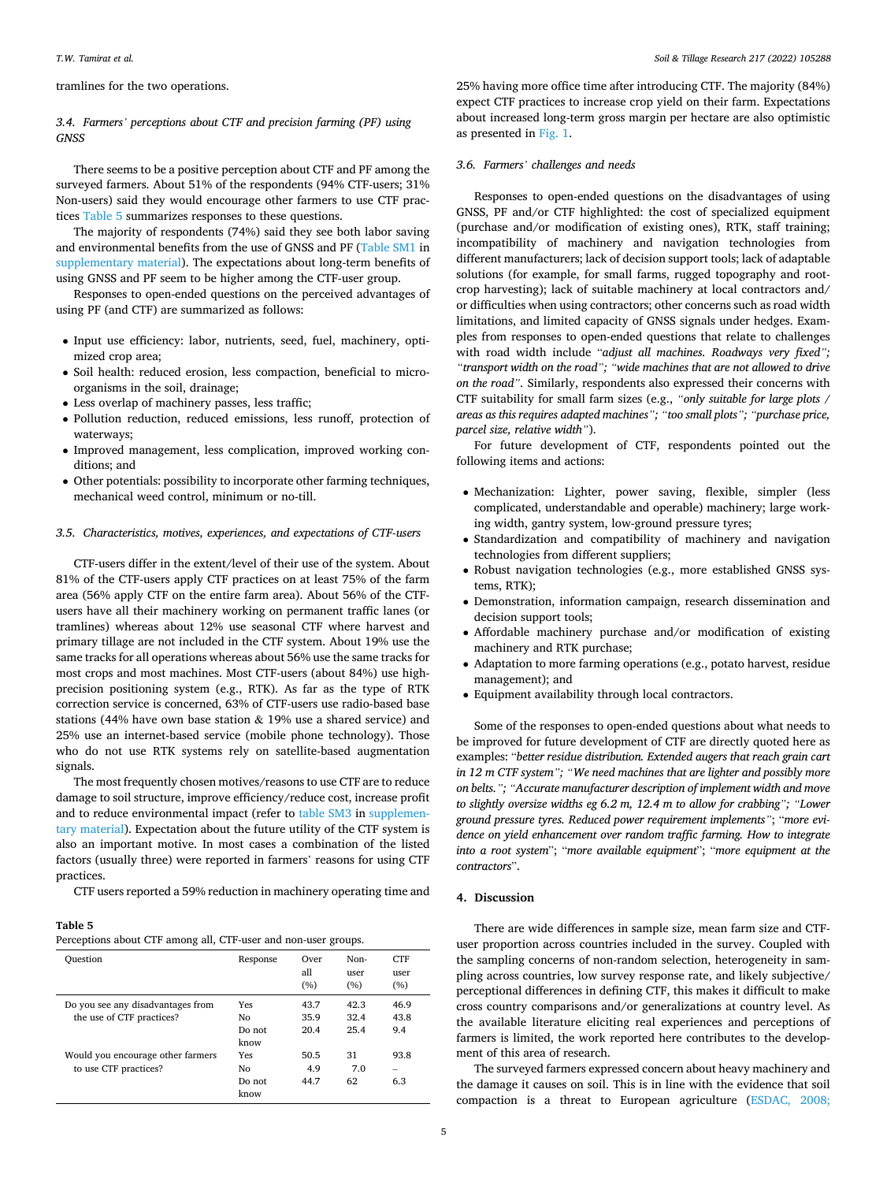tramlines for the two operations.

### 3.4. Farmers' perceptions about CTF and precision farming (PF) using GNSS

There seems to be a positive perception about CTF and PF among the surveyed farmers. About 51% of the respondents (94% CTF-users; 31% Non-users) said they would encourage other farmers to use CTF practices Table 5 summarizes responses to these questions.

The majority of respondents (74%) said they see both labor saving and environmental benefits from the use of GNSS and PF (Table SM1 in supplementary material). The expectations about long-term benefits of using GNSS and PF seem to be higher among the CTF-user group.

Responses to open-ended questions on the perceived advantages of using PF (and CTF) are summarized as follows:

- Input use efficiency: labor, nutrients, seed, fuel, machinery, optimized crop area;
- Soil health: reduced erosion, less compaction, beneficial to microorganisms in the soil, drainage;
- Less overlap of machinery passes, less traffic;
- Pollution reduction, reduced emissions, less runoff, protection of waterways;
- Improved management, less complication, improved working conditions; and
- Other potentials: possibility to incorporate other farming techniques, mechanical weed control, minimum or no-till.

### 3.5. Characteristics, motives, experiences, and expectations of CTF-users

CTF-users differ in the extent/level of their use of the system. About 81% of the CTF-users apply CTF practices on at least 75% of the farm area (56% apply CTF on the entire farm area). About 56% of the CTF-users have all their machinery working on permanent traffic lanes (or tramlines) whereas about 12% use seasonal CTF where harvest and primary tillage are not included in the CTF system. About 19% use the same tracks for all operations whereas about 56% use the same tracks for most crops and most machines. Most CTF-users (about 84%) use high-precision positioning system (e.g., RTK). As far as the type of RTK correction service is concerned, 63% of CTF-users use radio-based base stations (44% have own base station & 19% use a shared service) and 25% use an internet-based service (mobile phone technology). Those who do not use RTK systems rely on satellite-based augmentation signals.

The most frequently chosen motives/reasons to use CTF are to reduce damage to soil structure, improve efficiency/reduce cost, increase profit and to reduce environmental impact (refer to table SM3 in supplementary material). Expectation about the future utility of the CTF system is also an important motive. In most cases a combination of the listed factors (usually three) were reported in farmers' reasons for using CTF practices.

CTF users reported a 59% reduction in machinery operating time and 25% having more office time after introducing CTF. The majority (84%) expect CTF practices to increase crop yield on their farm. Expectations about increased long-term gross margin per hectare are also optimistic as presented in Fig. 1.

**Table 5**
Perceptions about CTF among all, CTF-user and non-user groups.

| Question | Response | Over all (%) | Non-user (%) | CTF user (%) |
|---|---|---|---|---|
| Do you see any disadvantages from the use of CTF practices? | Yes | 43.7 | 42.3 | 46.9 |
| | No | 35.9 | 32.4 | 43.8 |
| | Do not know | 20.4 | 25.4 | 9.4 |
| Would you encourage other farmers to use CTF practices? | Yes | 50.5 | 31 | 93.8 |
| | No | 4.9 | 7.0 | – |
| | Do not know | 44.7 | 62 | 6.3 |

### 3.6. Farmers' challenges and needs

Responses to open-ended questions on the disadvantages of using GNSS, PF and/or CTF highlighted: the cost of specialized equipment (purchase and/or modification of existing ones), RTK, staff training; incompatibility of machinery and navigation technologies from different manufacturers; lack of decision support tools; lack of adaptable solutions (for example, for small farms, rugged topography and root-crop harvesting); lack of suitable machinery at local contractors and/or difficulties when using contractors; other concerns such as road width limitations, and limited capacity of GNSS signals under hedges. Examples from responses to open-ended questions that relate to challenges with road width include "*adjust all machines. Roadways very fixed"; "transport width on the road"; "wide machines that are not allowed to drive on the road"*. Similarly, respondents also expressed their concerns with CTF suitability for small farm sizes (e.g., *"only suitable for large plots / areas as this requires adapted machines"; "too small plots"; "purchase price, parcel size, relative width"*).

For future development of CTF, respondents pointed out the following items and actions:

- Mechanization: Lighter, power saving, flexible, simpler (less complicated, understandable and operable) machinery; large working width, gantry system, low-ground pressure tyres;
- Standardization and compatibility of machinery and navigation technologies from different suppliers;
- Robust navigation technologies (e.g., more established GNSS systems, RTK);
- Demonstration, information campaign, research dissemination and decision support tools;
- Affordable machinery purchase and/or modification of existing machinery and RTK purchase;
- Adaptation to more farming operations (e.g., potato harvest, residue management); and
- Equipment availability through local contractors.

Some of the responses to open-ended questions about what needs to be improved for future development of CTF are directly quoted here as examples: "*better residue distribution. Extended augers that reach grain cart in 12 m CTF system"; "We need machines that are lighter and possibly more on belts."; "Accurate manufacturer description of implement width and move to slightly oversize widths eg 6.2 m, 12.4 m to allow for crabbing"; "Lower ground pressure tyres. Reduced power requirement implements"*; "*more evidence on yield enhancement over random traffic farming. How to integrate into a root system*"; "*more available equipment*"; "*more equipment at the contractors*".

## 4. Discussion

There are wide differences in sample size, mean farm size and CTF-user proportion across countries included in the survey. Coupled with the sampling concerns of non-random selection, heterogeneity in sampling across countries, low survey response rate, and likely subjective/perceptional differences in defining CTF, this makes it difficult to make cross country comparisons and/or generalizations at country level. As the available literature eliciting real experiences and perceptions of farmers is limited, the work reported here contributes to the development of this area of research.

The surveyed farmers expressed concern about heavy machinery and the damage it causes on soil. This is in line with the evidence that soil compaction is a threat to European agriculture (ESDAC, 2008;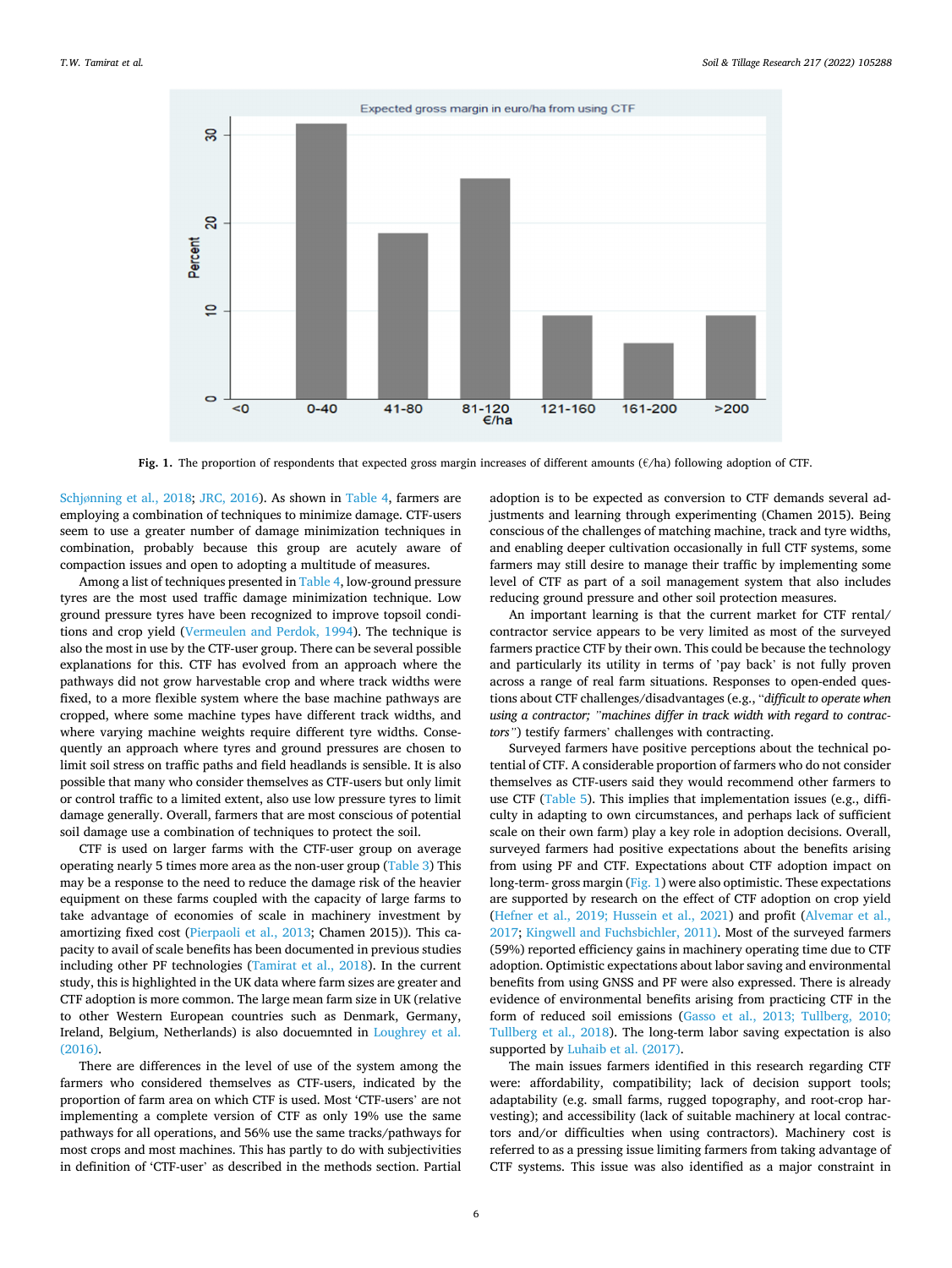Fig. 1. The proportion of respondents that expected gross margin increases of different amounts (€/ha) following adoption of CTF.

Schjønning et al., 2018; JRC, 2016). As shown in Table 4, farmers are employing a combination of techniques to minimize damage. CTF-users seem to use a greater number of damage minimization techniques in combination, probably because this group are acutely aware of compaction issues and open to adopting a multitude of measures.

Among a list of techniques presented in Table 4, low-ground pressure tyres are the most used traffic damage minimization technique. Low ground pressure tyres have been recognized to improve topsoil conditions and crop yield (Vermeulen and Perdok, 1994). The technique is also the most in use by the CTF-user group. There can be several possible explanations for this. CTF has evolved from an approach where the pathways did not grow harvestable crop and where track widths were fixed, to a more flexible system where the base machine pathways are cropped, where some machine types have different track widths, and where varying machine weights require different tyre widths. Consequently an approach where tyres and ground pressures are chosen to limit soil stress on traffic paths and field headlands is sensible. It is also possible that many who consider themselves as CTF-users but only limit or control traffic to a limited extent, also use low pressure tyres to limit damage generally. Overall, farmers that are most conscious of potential soil damage use a combination of techniques to protect the soil.

CTF is used on larger farms with the CTF-user group on average operating nearly 5 times more area as the non-user group (Table 3) This may be a response to the need to reduce the damage risk of the heavier equipment on these farms coupled with the capacity of large farms to take advantage of economies of scale in machinery investment by amortizing fixed cost (Pierpaoli et al., 2013; Chamen 2015)). This capacity to avail of scale benefits has been documented in previous studies including other PF technologies (Tamirat et al., 2018). In the current study, this is highlighted in the UK data where farm sizes are greater and CTF adoption is more common. The large mean farm size in UK (relative to other Western European countries such as Denmark, Germany, Ireland, Belgium, Netherlands) is also docuemnted in Loughrey et al. (2016).

There are differences in the level of use of the system among the farmers who considered themselves as CTF-users, indicated by the proportion of farm area on which CTF is used. Most 'CTF-users' are not implementing a complete version of CTF as only 19% use the same pathways for all operations, and 56% use the same tracks/pathways for most crops and most machines. This has partly to do with subjectivities in definition of 'CTF-user' as described in the methods section. Partial adoption is to be expected as conversion to CTF demands several adjustments and learning through experimenting (Chamen 2015). Being conscious of the challenges of matching machine, track and tyre widths, and enabling deeper cultivation occasionally in full CTF systems, some farmers may still desire to manage their traffic by implementing some level of CTF as part of a soil management system that also includes reducing ground pressure and other soil protection measures.

An important learning is that the current market for CTF rental/contractor service appears to be very limited as most of the surveyed farmers practice CTF by their own. This could be because the technology and particularly its utility in terms of 'pay back' is not fully proven across a range of real farm situations. Responses to open-ended questions about CTF challenges/disadvantages (e.g., "*difficult to operate when using a contractor; "machines differ in track width with regard to contractors*") testify farmers' challenges with contracting.

Surveyed farmers have positive perceptions about the technical potential of CTF. A considerable proportion of farmers who do not consider themselves as CTF-users said they would recommend other farmers to use CTF (Table 5). This implies that implementation issues (e.g., difficulty in adapting to own circumstances, and perhaps lack of sufficient scale on their own farm) play a key role in adoption decisions. Overall, surveyed farmers had positive expectations about the benefits arising from using PF and CTF. Expectations about CTF adoption impact on long-term- gross margin (Fig. 1) were also optimistic. These expectations are supported by research on the effect of CTF adoption on crop yield (Hefner et al., 2019; Hussein et al., 2021) and profit (Alvemar et al., 2017; Kingwell and Fuchsbichler, 2011). Most of the surveyed farmers (59%) reported efficiency gains in machinery operating time due to CTF adoption. Optimistic expectations about labor saving and environmental benefits from using GNSS and PF were also expressed. There is already evidence of environmental benefits arising from practicing CTF in the form of reduced soil emissions (Gasso et al., 2013; Tullberg, 2010; Tullberg et al., 2018). The long-term labor saving expectation is also supported by Luhaib et al. (2017).

The main issues farmers identified in this research regarding CTF were: affordability, compatibility; lack of decision support tools; adaptability (e.g. small farms, rugged topography, and root-crop harvesting); and accessibility (lack of suitable machinery at local contractors and/or difficulties when using contractors). Machinery cost is referred to as a pressing issue limiting farmers from taking advantage of CTF systems. This issue was also identified as a major constraint in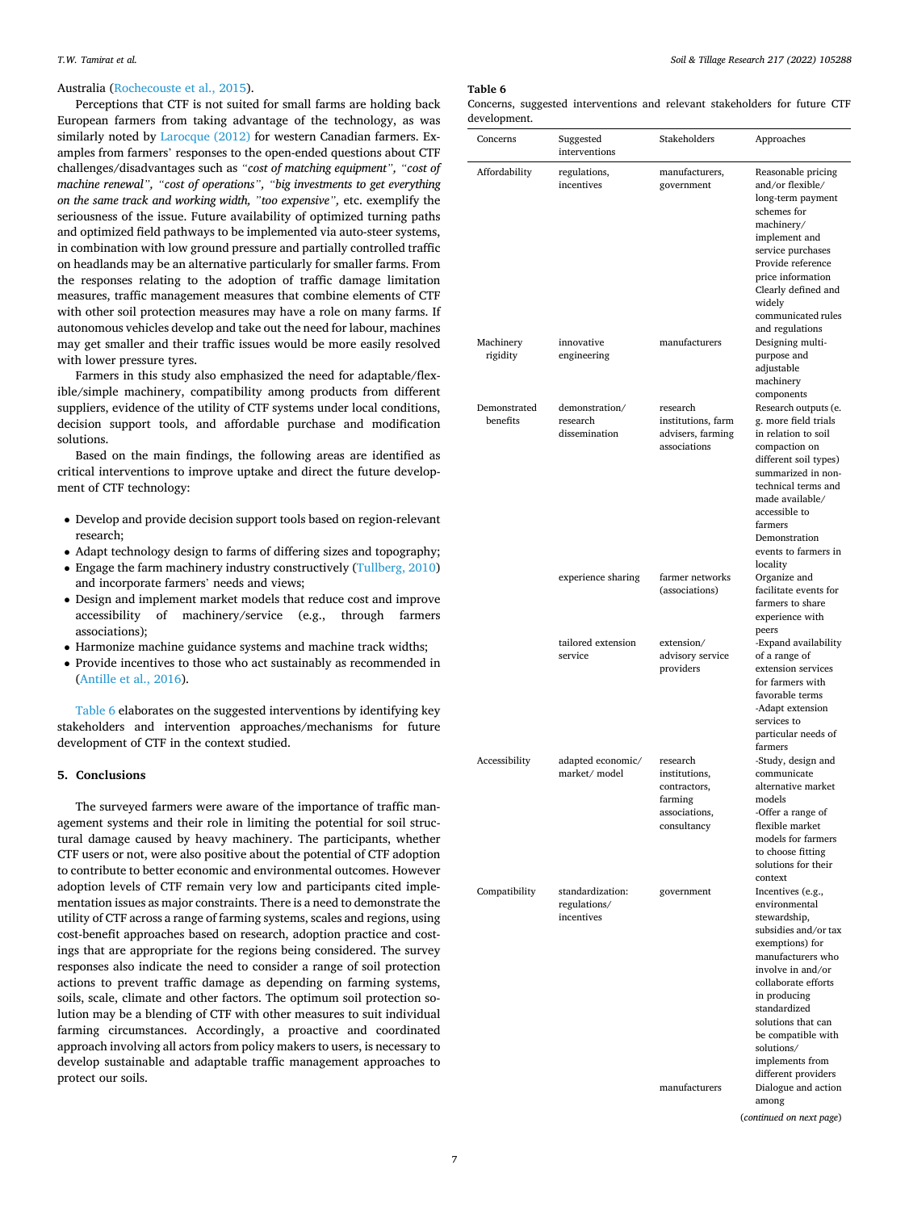Australia (Rochecouste et al., 2015).

Perceptions that CTF is not suited for small farms are holding back European farmers from taking advantage of the technology, as was similarly noted by Larocque (2012) for western Canadian farmers. Examples from farmers' responses to the open-ended questions about CTF challenges/disadvantages such as *"cost of matching equipment", "cost of machine renewal", "cost of operations", "big investments to get everything on the same track and working width, "too expensive",* etc. exemplify the seriousness of the issue. Future availability of optimized turning paths and optimized field pathways to be implemented via auto-steer systems, in combination with low ground pressure and partially controlled traffic on headlands may be an alternative particularly for smaller farms. From the responses relating to the adoption of traffic damage limitation measures, traffic management measures that combine elements of CTF with other soil protection measures may have a role on many farms. If autonomous vehicles develop and take out the need for labour, machines may get smaller and their traffic issues would be more easily resolved with lower pressure tyres.

Farmers in this study also emphasized the need for adaptable/flexible/simple machinery, compatibility among products from different suppliers, evidence of the utility of CTF systems under local conditions, decision support tools, and affordable purchase and modification solutions.

Based on the main findings, the following areas are identified as critical interventions to improve uptake and direct the future development of CTF technology:

- Develop and provide decision support tools based on region-relevant research;
- Adapt technology design to farms of differing sizes and topography;
- Engage the farm machinery industry constructively (Tullberg, 2010) and incorporate farmers' needs and views;
- Design and implement market models that reduce cost and improve accessibility of machinery/service (e.g., through farmers associations);
- Harmonize machine guidance systems and machine track widths;
- Provide incentives to those who act sustainably as recommended in (Antille et al., 2016).

Table 6 elaborates on the suggested interventions by identifying key stakeholders and intervention approaches/mechanisms for future development of CTF in the context studied.

## 5. Conclusions

The surveyed farmers were aware of the importance of traffic management systems and their role in limiting the potential for soil structural damage caused by heavy machinery. The participants, whether CTF users or not, were also positive about the potential of CTF adoption to contribute to better economic and environmental outcomes. However adoption levels of CTF remain very low and participants cited implementation issues as major constraints. There is a need to demonstrate the utility of CTF across a range of farming systems, scales and regions, using cost-benefit approaches based on research, adoption practice and costings that are appropriate for the regions being considered. The survey responses also indicate the need to consider a range of soil protection actions to prevent traffic damage as depending on farming systems, soils, scale, climate and other factors. The optimum soil protection solution may be a blending of CTF with other measures to suit individual farming circumstances. Accordingly, a proactive and coordinated approach involving all actors from policy makers to users, is necessary to develop sustainable and adaptable traffic management approaches to protect our soils.

**Table 6**
Concerns, suggested interventions and relevant stakeholders for future CTF development.

| Concerns | Suggested interventions | Stakeholders | Approaches |
|---|---|---|---|
| Affordability | regulations, incentives | manufacturers, government | Reasonable pricing and/or flexible/long-term payment schemes for machinery/implement and service purchases<br>Provide reference price information<br>Clearly defined and widely communicated rules and regulations |
| Machinery rigidity | innovative engineering | manufacturers | Designing multi-purpose and adjustable machinery components |
| Demonstrated benefits | demonstration/research dissemination | research institutions, farm advisers, farming associations | Research outputs (e.g. more field trials in relation to soil compaction on different soil types) summarized in non-technical terms and made available/accessible to farmers<br>Demonstration events to farmers in locality |
| | experience sharing | farmer networks (associations) | Organize and facilitate events for farmers to share experience with peers |
| | tailored extension service | extension/advisory service providers | -Expand availability of a range of extension services for farmers with favorable terms<br>-Adapt extension services to particular needs of farmers |
| Accessibility | adapted economic/market/ model | research institutions, contractors, farming associations, consultancy | -Study, design and communicate alternative market models<br>-Offer a range of flexible market models for farmers to choose fitting solutions for their context |
| Compatibility | standardization: regulations/incentives | government | Incentives (e.g., environmental stewardship, subsidies and/or tax exemptions) for manufacturers who involve in and/or collaborate efforts in producing standardized solutions that can be compatible with solutions/implements from different providers |
| | | manufacturers | Dialogue and action among |

(*continued on next page*)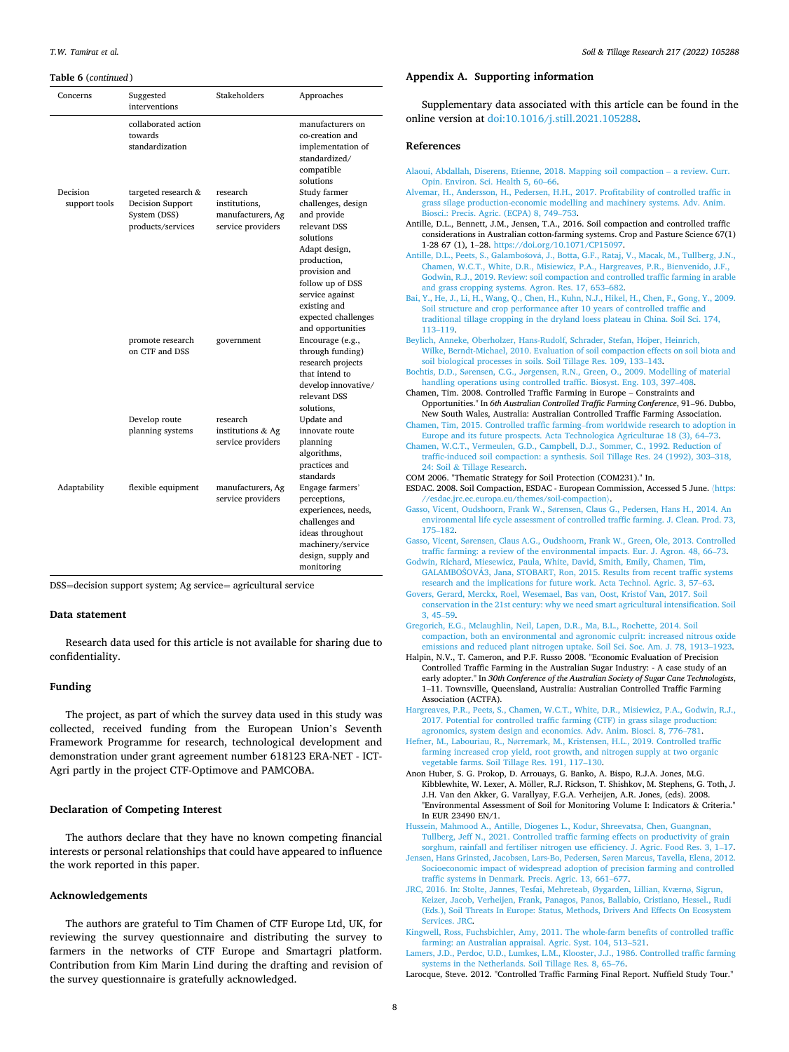**Table 6** (*continued*)

| Concerns | Suggested interventions | Stakeholders | Approaches |
|---|---|---|---|
| | collaborated action towards standardization | | manufacturers on co-creation and implementation of standardized/compatible solutions |
| Decision support tools | targeted research & Decision Support System (DSS) products/services | research institutions, manufacturers, Ag service providers | Study farmer challenges, design and provide relevant DSS solutions<br>Adapt design, production, provision and follow up of DSS service against existing and expected challenges and opportunities |
| | promote research on CTF and DSS | government | Encourage (e.g., through funding) research projects that intend to develop innovative/relevant DSS solutions, |
| | Develop route planning systems | research institutions & Ag service providers | Update and innovate route planning algorithms, practices and standards |
| Adaptability | flexible equipment | manufacturers, Ag service providers | Engage farmers' perceptions, experiences, needs, challenges and ideas throughout machinery/service design, supply and monitoring |

DSS=decision support system; Ag service= agricultural service

## Data statement

Research data used for this article is not available for sharing due to confidentiality.

## Funding

The project, as part of which the survey data used in this study was collected, received funding from the European Union's Seventh Framework Programme for research, technological development and demonstration under grant agreement number 618123 ERA-NET - ICT-Agri partly in the project CTF-Optimove and PAMCOBA.

## Declaration of Competing Interest

The authors declare that they have no known competing financial interests or personal relationships that could have appeared to influence the work reported in this paper.

## Acknowledgements

The authors are grateful to Tim Chamen of CTF Europe Ltd, UK, for reviewing the survey questionnaire and distributing the survey to farmers in the networks of CTF Europe and Smartagri platform. Contribution from Kim Marin Lind during the drafting and revision of the survey questionnaire is gratefully acknowledged.

## Appendix A. Supporting information

Supplementary data associated with this article can be found in the online version at doi:10.1016/j.still.2021.105288.

## References

Alaoui, Abdallah, Diserens, Etienne, 2018. Mapping soil compaction – a review. Curr. Opin. Environ. Sci. Health 5, 60–66.

Alvemar, H., Andersson, H., Pedersen, H.H., 2017. Profitability of controlled traffic in grass silage production-economic modelling and machinery systems. Adv. Anim. Biosci.: Precis. Agric. (ECPA) 8, 749–753.

Antille, D.L., Bennett, J.M., Jensen, T.A., 2016. Soil compaction and controlled traffic considerations in Australian cotton-farming systems. Crop and Pasture Science 67(1) 1-28 67 (1), 1–28. https://doi.org/10.1071/CP15097.

Antille, D.L., Peets, S., Galambošová, J., Botta, G.F., Rataj, V., Macak, M., Tullberg, J.N., Chamen, W.C.T., White, D.R., Misiewicz, P.A., Hargreaves, P.R., Bienvenido, J.F., Godwin, R.J., 2019. Review: soil compaction and controlled traffic farming in arable and grass cropping systems. Agron. Res. 17, 653–682.

Bai, Y., He, J., Li, H., Wang, Q., Chen, H., Kuhn, N.J., Hikel, H., Chen, F., Gong, Y., 2009. Soil structure and crop performance after 10 years of controlled traffic and traditional tillage cropping in the dryland loess plateau in China. Soil Sci. 174, 113–119.

Beylich, Anneke, Oberholzer, Hans-Rudolf, Schrader, Stefan, Höper, Heinrich, Wilke, Berndt-Michael, 2010. Evaluation of soil compaction effects on soil biota and soil biological processes in soils. Soil Tillage Res. 109, 133–143.

Bochtis, D.D., Sørensen, C.G., Jørgensen, R.N., Green, O., 2009. Modelling of material handling operations using controlled traffic. Biosyst. Eng. 103, 397–408.

Chamen, Tim. 2008. Controlled Traffic Farming in Europe – Constraints and Opportunities." In *6th Australian Controlled Traffic Farming Conference*, 91–96. Dubbo, New South Wales, Australia: Australian Controlled Traffic Farming Association.

Chamen, Tim, 2015. Controlled traffic farming–from worldwide research to adoption in Europe and its future prospects. Acta Technologica Agriculturae 18 (3), 64–73.

Chamen, W.C.T., Vermeulen, G.D., Campbell, D.J., Sommer, C., 1992. Reduction of traffic-induced soil compaction: a synthesis. Soil Tillage Res. 24 (1992), 303–318, 24: Soil & Tillage Research.

COM 2006. "Thematic Strategy for Soil Protection (COM231)." In.

ESDAC. 2008. Soil Compaction, ESDAC - European Commission, Accessed 5 June. ⟨https://esdac.jrc.ec.europa.eu/themes/soil-compaction⟩.

Gasso, Vicent, Oudshoorn, Frank W., Sørensen, Claus G., Pedersen, Hans H., 2014. An environmental life cycle assessment of controlled traffic farming. J. Clean. Prod. 73, 175–182.

Gasso, Vicent, Sørensen, Claus A.G., Oudshoorn, Frank W., Green, Ole, 2013. Controlled traffic farming: a review of the environmental impacts. Eur. J. Agron. 48, 66–73.

Godwin, Richard, Miesewicz, Paula, White, David, Smith, Emily, Chamen, Tim, GALAMBOŠOVÁ3, Jana, STOBART, Ron, 2015. Results from recent traffic systems research and the implications for future work. Acta Technol. Agric. 3, 57–63.

Govers, Gerard, Merckx, Roel, Wesemael, Bas van, Oost, Kristof Van, 2017. Soil conservation in the 21st century: why we need smart agricultural intensification. Soil 3, 45–59.

Gregorich, E.G., Mclaughlin, Neil, Lapen, D.R., Ma, B.L., Rochette, 2014. Soil compaction, both an environmental and agronomic culprit: increased nitrous oxide emissions and reduced plant nitrogen uptake. Soil Sci. Soc. Am. J. 78, 1913–1923.

Halpin, N.V., T. Cameron, and P.F. Russo 2008. "Economic Evaluation of Precision Controlled Traffic Farming in the Australian Sugar Industry: - A case study of an early adopter." In *30th Conference of the Australian Society of Sugar Cane Technologists*, 1–11. Townsville, Queensland, Australia: Australian Controlled Traffic Farming Association (ACTFA).

Hargreaves, P.R., Peets, S., Chamen, W.C.T., White, D.R., Misiewicz, P.A., Godwin, R.J., 2017. Potential for controlled traffic farming (CTF) in grass silage production: agronomics, system design and economics. Adv. Anim. Biosci. 8, 776–781.

Hefner, M., Labouriau, R., Nørremark, M., Kristensen, H.L., 2019. Controlled traffic farming increased crop yield, root growth, and nitrogen supply at two organic vegetable farms. Soil Tillage Res. 191, 117–130.

Anon Huber, S. G. Prokop, D. Arrouays, G. Banko, A. Bispo, R.J.A. Jones, M.G. Kibblewhite, W. Lexer, A. Möller, R.J. Rickson, T. Shishkov, M. Stephens, G. Toth, J. J.H. Van den Akker, G. Varallyay, F.G.A. Verheijen, A.R. Jones, (eds). 2008. "Environmental Assessment of Soil for Monitoring Volume I: Indicators & Criteria." In EUR 23490 EN/1.

Hussein, Mahmood A., Antille, Diogenes L., Kodur, Shreevatsa, Chen, Guangnan, Tullberg, Jeff N., 2021. Controlled traffic farming effects on productivity of grain sorghum, rainfall and fertiliser nitrogen use efficiency. J. Agric. Food Res. 3, 1–17.

Jensen, Hans Grinsted, Jacobsen, Lars-Bo, Pedersen, Søren Marcus, Tavella, Elena, 2012. Socioeconomic impact of widespread adoption of precision farming and controlled traffic systems in Denmark. Precis. Agric. 13, 661–677.

JRC, 2016. In: Stolte, Jannes, Tesfai, Mehreteab, Øygarden, Lillian, Kværnø, Sigrun, Keizer, Jacob, Verheijen, Frank, Panagos, Panos, Ballabio, Cristiano, Hessel., Rudi (Eds.), Soil Threats In Europe: Status, Methods, Drivers And Effects On Ecosystem Services. JRC.

Kingwell, Ross, Fuchsbichler, Amy, 2011. The whole-farm benefits of controlled traffic farming: an Australian appraisal. Agric. Syst. 104, 513–521.

Lamers, J.D., Perdoc, U.D., Lumkes, L.M., Klooster, J.J., 1986. Controlled traffic farming systems in the Netherlands. Soil Tillage Res. 8, 65–76.

Larocque, Steve. 2012. "Controlled Traffic Farming Final Report. Nuffield Study Tour."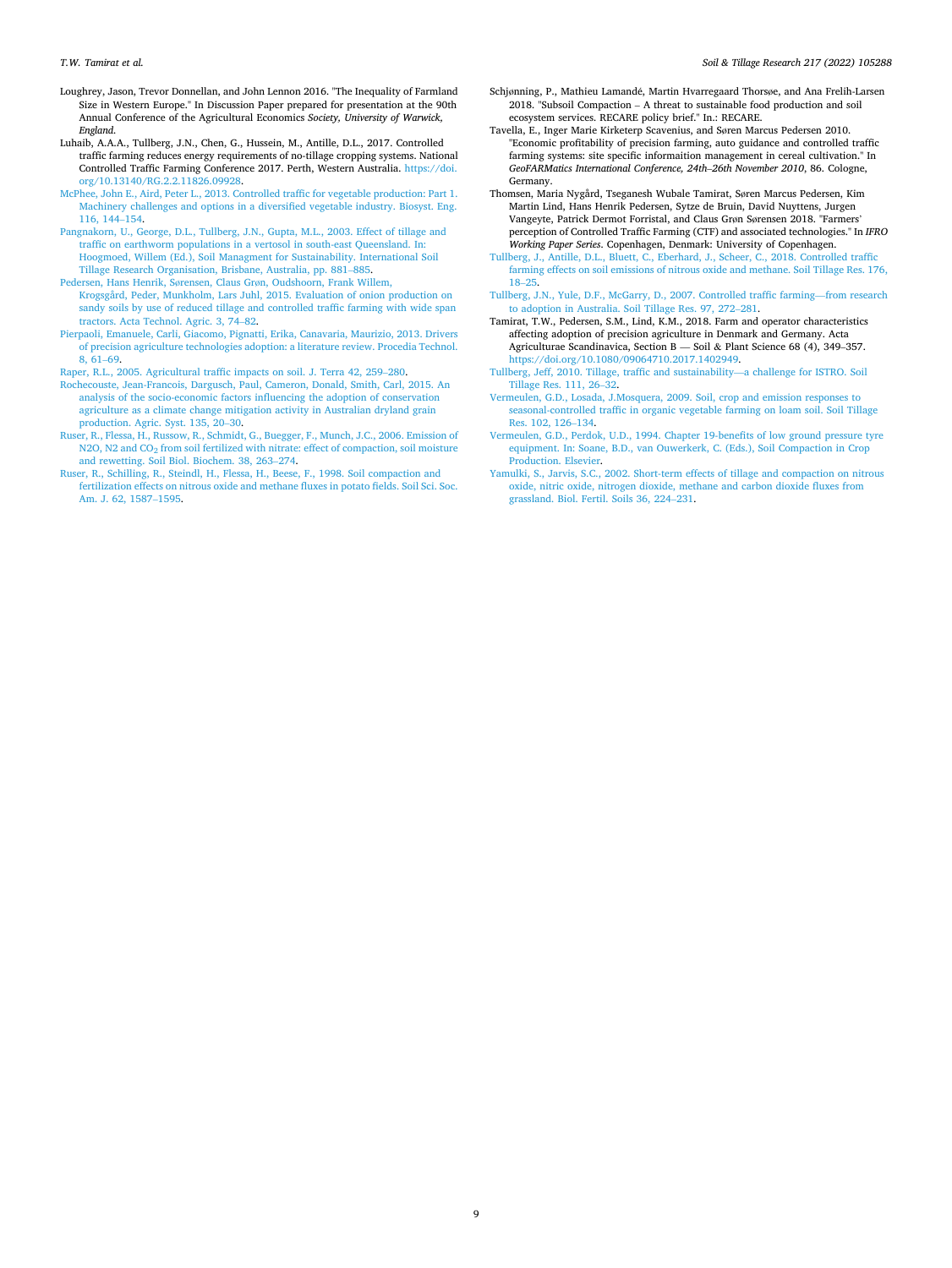Loughrey, Jason, Trevor Donnellan, and John Lennon 2016. "The Inequality of Farmland Size in Western Europe." In Discussion Paper prepared for presentation at the 90th Annual Conference of the Agricultural Economics *Society, University of Warwick, England*.

Luhaib, A.A.A., Tullberg, J.N., Chen, G., Hussein, M., Antille, D.L., 2017. Controlled traffic farming reduces energy requirements of no-tillage cropping systems. National Controlled Traffic Farming Conference 2017. Perth, Western Australia. https://doi.org/10.13140/RG.2.2.11826.09928.

McPhee, John E., Aird, Peter L., 2013. Controlled traffic for vegetable production: Part 1. Machinery challenges and options in a diversified vegetable industry. Biosyst. Eng. 116, 144–154.

Pangnakorn, U., George, D.L., Tullberg, J.N., Gupta, M.L., 2003. Effect of tillage and traffic on earthworm populations in a vertosol in south-east Queensland. In: Hoogmoed, Willem (Ed.), Soil Managment for Sustainability. International Soil Tillage Research Organisation, Brisbane, Australia, pp. 881–885.

Pedersen, Hans Henrik, Sørensen, Claus Grøn, Oudshoorn, Frank Willem, Krogsgård, Peder, Munkholm, Lars Juhl, 2015. Evaluation of onion production on sandy soils by use of reduced tillage and controlled traffic farming with wide span tractors. Acta Technol. Agric. 3, 74–82.

Pierpaoli, Emanuele, Carli, Giacomo, Pignatti, Erika, Canavaria, Maurizio, 2013. Drivers of precision agriculture technologies adoption: a literature review. Procedia Technol. 8, 61–69.

Raper, R.L., 2005. Agricultural traffic impacts on soil. J. Terra 42, 259–280.

Rochecouste, Jean-Francois, Dargusch, Paul, Cameron, Donald, Smith, Carl, 2015. An analysis of the socio-economic factors influencing the adoption of conservation agriculture as a climate change mitigation activity in Australian dryland grain production. Agric. Syst. 135, 20–30.

Ruser, R., Flessa, H., Russow, R., Schmidt, G., Buegger, F., Munch, J.C., 2006. Emission of N2O, N2 and $CO_2$ from soil fertilized with nitrate: effect of compaction, soil moisture and rewetting. Soil Biol. Biochem. 38, 263–274.

Ruser, R., Schilling, R., Steindl, H., Flessa, H., Beese, F., 1998. Soil compaction and fertilization effects on nitrous oxide and methane fluxes in potato fields. Soil Sci. Soc. Am. J. 62, 1587–1595.

Schjønning, P., Mathieu Lamandé, Martin Hvarregaard Thorsøe, and Ana Frelih-Larsen 2018. "Subsoil Compaction – A threat to sustainable food production and soil ecosystem services. RECARE policy brief." In.: RECARE.

Tavella, E., Inger Marie Kirketerp Scavenius, and Søren Marcus Pedersen 2010. "Economic profitability of precision farming, auto guidance and controlled traffic farming systems: site specific informaition management in cereal cultivation." In *GeoFARMatics International Conference, 24th–26th November 2010*, 86. Cologne, Germany.

Thomsen, Maria Nygård, Tseganesh Wubale Tamirat, Søren Marcus Pedersen, Kim Martin Lind, Hans Henrik Pedersen, Sytze de Bruin, David Nuyttens, Jurgen Vangeyte, Patrick Dermot Forristal, and Claus Grøn Sørensen 2018. "Farmers' perception of Controlled Traffic Farming (CTF) and associated technologies." In *IFRO Working Paper Series*. Copenhagen, Denmark: University of Copenhagen.

Tullberg, J., Antille, D.L., Bluett, C., Eberhard, J., Scheer, C., 2018. Controlled traffic farming effects on soil emissions of nitrous oxide and methane. Soil Tillage Res. 176, 18–25.

Tullberg, J.N., Yule, D.F., McGarry, D., 2007. Controlled traffic farming—from research to adoption in Australia. Soil Tillage Res. 97, 272–281.

Tamirat, T.W., Pedersen, S.M., Lind, K.M., 2018. Farm and operator characteristics affecting adoption of precision agriculture in Denmark and Germany. Acta Agriculturae Scandinavica, Section B — Soil & Plant Science 68 (4), 349–357. https://doi.org/10.1080/09064710.2017.1402949.

Tullberg, Jeff, 2010. Tillage, traffic and sustainability—a challenge for ISTRO. Soil Tillage Res. 111, 26–32.

Vermeulen, G.D., Losada, J.Mosquera, 2009. Soil, crop and emission responses to seasonal-controlled traffic in organic vegetable farming on loam soil. Soil Tillage Res. 102, 126–134.

Vermeulen, G.D., Perdok, U.D., 1994. Chapter 19-benefits of low ground pressure tyre equipment. In: Soane, B.D., van Ouwerkerk, C. (Eds.), Soil Compaction in Crop Production. Elsevier.

Yamulki, S., Jarvis, S.C., 2002. Short-term effects of tillage and compaction on nitrous oxide, nitric oxide, nitrogen dioxide, methane and carbon dioxide fluxes from grassland. Biol. Fertil. Soils 36, 224–231.